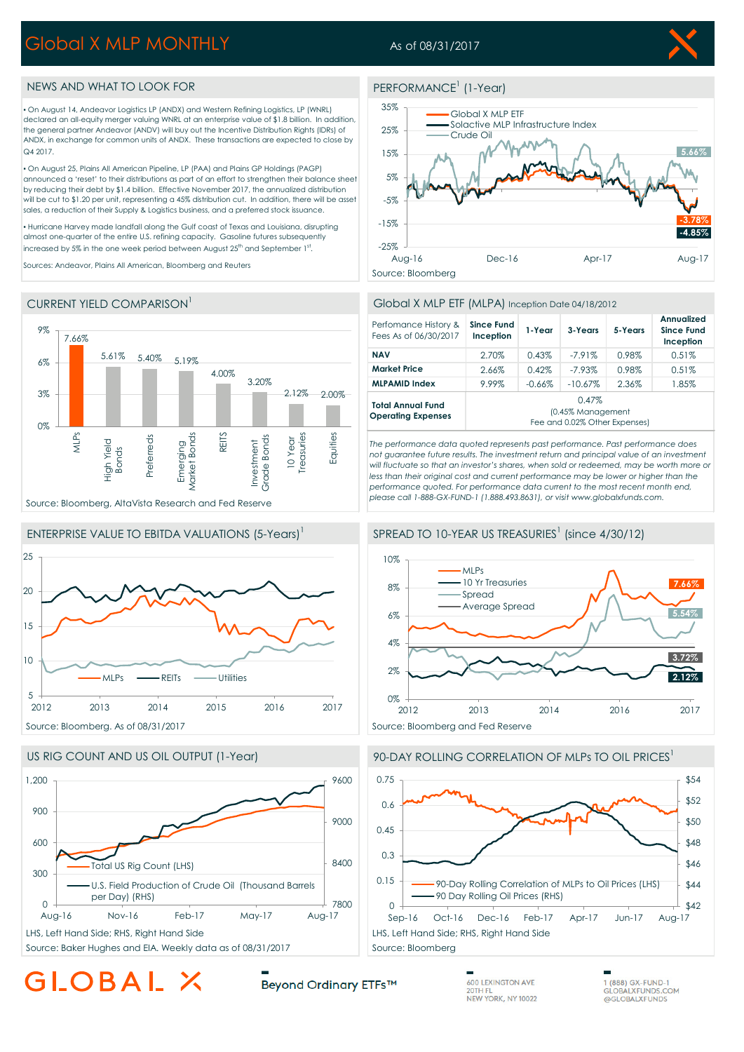# Global X MLP MONTHLY

As of 08/31/2017

## NEWS AND WHAT TO LOOK FOR

- On August 14, Andeavor Logistics LP (ANDX) and Western Refining Logistics, LP (WNRL) declared an all-equity merger valuing WNRL at an enterprise value of $1.8 billion. In addition, the general partner Andeavor (ANDV) will buy out the Incentive Distribution Rights (IDRs) of ANDX, in exchange for common units of ANDX. These transactions are expected to close by Q4 2017.
- On August 25, Plains All American Pipeline, LP (PAA) and Plains GP Holdings (PAGP) announced a 'reset' to their distributions as part of an effort to strengthen their balance sheet by reducing their debt by $1.4 billion. Effective November 2017, the annualized distribution will be cut to $1.20 per unit, representing a 45% distribution cut. In addition, there will be asset sales, a reduction of their Supply & Logistics business, and a preferred stock issuance.
- Hurricane Harvey made landfall along the Gulf coast of Texas and Louisiana, disrupting almost one-quarter of the entire U.S. refining capacity. Gasoline futures subsequently increased by 5% in the one week period between August 25th and September 1st.

Sources: Andeavor, Plains All American, Bloomberg and Reuters

## PERFORMANCE[1] (1-Year)

Global X MLP ETF: -3.78%; Solactive MLP Infrastructure Index: -4.85%; Crude Oil: 5.66%

Source: Bloomberg

## CURRENT YIELD COMPARISON[1]

| MLPs | High Yield Bonds | Preferreds | Emerging Market Bonds | REITs | Investment Grade Bonds | 10 Year Treasuries | Equities |
|---|---|---|---|---|---|---|---|
| 7.66% | 5.61% | 5.40% | 5.19% | 4.00% | 3.20% | 2.12% | 2.00% |

Source: Bloomberg, AltaVista Research and Fed Reserve

## Global X MLP ETF (MLPA) Inception Date 04/18/2012

| Perfomance History & Fees As of 06/30/2017 | Since Fund Inception | 1-Year | 3-Years | 5-Years | Annualized Since Fund Inception |
|---|---|---|---|---|---|
| **NAV** | 2.70% | 0.43% | -7.91% | 0.98% | 0.51% |
| **Market Price** | 2.66% | 0.42% | -7.93% | 0.98% | 0.51% |
| **MLPAMID Index** | 9.99% | -0.66% | -10.67% | 2.36% | 1.85% |
| **Total Annual Fund Operating Expenses** | 0.47% (0.45% Management Fee and 0.02% Other Expenses) | | | | |

*The performance data quoted represents past performance. Past performance does not guarantee future results. The investment return and principal value of an investment will fluctuate so that an investor's shares, when sold or redeemed, may be worth more or less than their original cost and current performance may be lower or higher than the performance quoted. For performance data current to the most recent month end, please call 1-888-GX-FUND-1 (1.888.493.8631), or visit www.globalxfunds.com.*

## ENTERPRISE VALUE TO EBITDA VALUATIONS (5-Years)[1]

Source: Bloomberg. As of 08/31/2017

## SPREAD TO 10-YEAR US TREASURIES[1] (since 4/30/12)

MLPs: 7.66%; Spread: 5.54%; Average Spread: 3.72%; 10 Yr Treasuries: 2.12%

Source: Bloomberg and Fed Reserve

## US RIG COUNT AND US OIL OUTPUT (1-Year)

LHS, Left Hand Side; RHS, Right Hand Side

Source: Baker Hughes and EIA. Weekly data as of 08/31/2017

## 90-DAY ROLLING CORRELATION OF MLPs TO OIL PRICES[1]

LHS, Left Hand Side; RHS, Right Hand Side

Source: Bloomberg

GLOBAL X — Beyond Ordinary ETFs™

600 LEXINGTON AVE, 20TH FL, NEW YORK, NY 10022

1 (888) GX-FUND-1 | GLOBALXFUNDS.COM | @GLOBALXFUNDS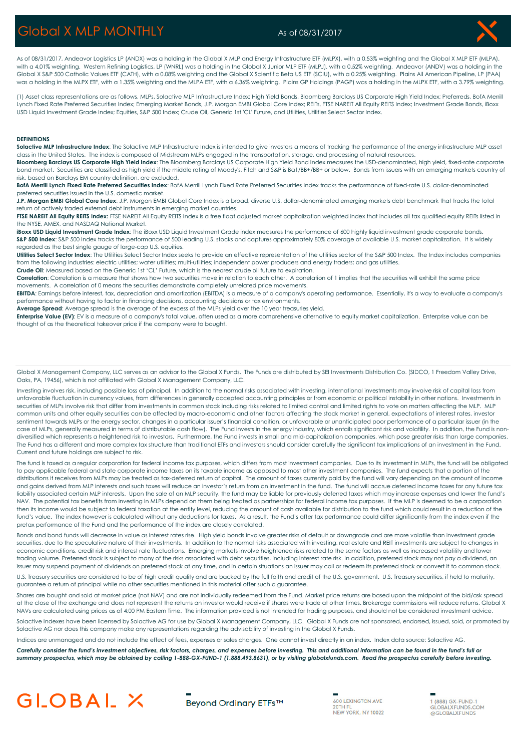As of 08/31/2017, Andeavor Logistics LP (ANDX) was a holding in the Global X MLP and Energy Infrastructure ETF (MLPX), with a 0.53% weighting and the Global X MLP ETF (MLPA), with a 4.01% weighting. Western Refining Logistics, LP (WNRL) was a holding in the Global X Junior MLP ETF (MLPJ), with a 0.52% weighting. Andeavor (ANDV) was a holding in the Global X S&P 500 Catholic Values ETF (CATH), with a 0.08% weighting and the Global X Scientific Beta US ETF (SCIU), with a 0.25% weighting. Plains All American Pipeline, LP (PAA) was a holding in the MLPX ETF, with a 1.35% weighting and the MLPA ETF, with a 6.36% weighting. Plains GP Holdings (PAGP) was a holding in the MLPX ETF, with a 3.79% weighting.

(1) Asset class representations are as follows, MLPs, Solactive MLP Infrastructure Index; High Yield Bonds, Bloomberg Barclays US Corporate High Yield Index; Preferreds, BofA Merrill Lynch Fixed Rate Preferred Securities Index; Emerging Market Bonds, J.P. Morgan EMBI Global Core Index; REITs, FTSE NAREIT All Equity REITS Index; Investment Grade Bonds, iBoxx USD Liquid Investment Grade Index; Equities, S&P 500 Index; Crude Oil, Generic 1st 'CL' Future, and Utilities, Utilities Select Sector Index.

**DEFINITIONS**

**Solactive MLP Infrastructure Index**: The Solactive MLP Infrastructure Index is intended to give investors a means of tracking the performance of the energy infrastructure MLP asset class in the United States. The index is composed of Midstream MLPs engaged in the transportation, storage, and processing of natural resources.

**Bloomberg Barclays US Corporate High Yield Index**: The Bloomberg Barclays US Corporate High Yield Bond Index measures the USD-denominated, high yield, fixed-rate corporate bond market. Securities are classified as high yield if the middle rating of Moody's, Fitch and S&P is Ba1/BB+/BB+ or below. Bonds from issuers with an emerging markets country of risk, based on Barclays EM country definition, are excluded.

**BofA Merrill Lynch Fixed Rate Preferred Securities Index**: BofA Merrill Lynch Fixed Rate Preferred Securities Index tracks the performance of fixed-rate U.S. dollar-denominated preferred securities issued in the U.S. domestic market.

**J.P. Morgan EMBI Global Core Index**: J.P. Morgan EMBI Global Core Index is a broad, diverse U.S. dollar-denominated emerging markets debt benchmark that tracks the total return of actively traded external debt instruments in emerging market countries.

**FTSE NAREIT All Equity REITS Index:** FTSE NAREIT All Equity REITS Index is a free float adjusted market capitalization weighted index that includes all tax qualified equity REITs listed in the NYSE, AMEX, and NASDAQ National Market.

**iBoxx USD Liquid Investment Grade Index**: The iBoxx USD Liquid Investment Grade index measures the performance of 600 highly liquid investment grade corporate bonds.

**S&P 500 Index**: S&P 500 Index tracks the performance of 500 leading U.S. stocks and captures approximately 80% coverage of available U.S. market capitalization. It is widely regarded as the best single gauge of large-cap U.S. equities.

**Utilities Select Sector Index**: The Utilities Select Sector Index seeks to provide an effective representation of the utilities sector of the S&P 500 Index. The Index includes companies from the following industries: electric utilities; water utilities; multi-utilities; independent power producers and energy traders; and gas utilities.

**Crude Oil**: Measured based on the Generic 1st 'CL' Future, which is the nearest crude oil future to expiration.

**Correlation**: Correlation is a measure that shows how two securities move in relation to each other. A correlation of 1 implies that the securities will exhibit the same price movements. A correlation of 0 means the securities demonstrate completely unrelated price movements.

**EBITDA**: Earnings before interest, tax, depreciation and amortization (EBITDA) is a measure of a company's operating performance. Essentially, it's a way to evaluate a company's performance without having to factor in financing decisions, accounting decisions or tax environments.

**Average Spread**: Average spread is the average of the excess of the MLPs yield over the 10 year treasuries yield.

**Enterprise Value (EV)**: EV is a measure of a company's total value, often used as a more comprehensive alternative to equity market capitalization. Enterprise value can be thought of as the theoretical takeover price if the company were to bought.

---

Global X Management Company, LLC serves as an advisor to the Global X Funds. The Funds are distributed by SEI Investments Distribution Co. (SIDCO, 1 Freedom Valley Drive, Oaks, PA, 19456), which is not affiliated with Global X Management Company, LLC.

Investing involves risk, including possible loss of principal. In addition to the normal risks associated with investing, international investments may involve risk of capital loss from unfavorable fluctuation in currency values, from differences in generally accepted accounting principles or from economic or political instability in other nations. Investments in securities of MLPs involve risk that differ from investments in common stock including risks related to limited control and limited rights to vote on matters affecting the MLP. MLP common units and other equity securities can be affected by macro-economic and other factors affecting the stock market in general, expectations of interest rates, investor sentiment towards MLPs or the energy sector, changes in a particular issuer's financial condition, or unfavorable or unanticipated poor performance of a particular issuer (in the case of MLPs, generally measured in terms of distributable cash flow). The Fund invests in the energy industry, which entails significant risk and volatility. In addition, the Fund is non-diversified which represents a heightened risk to investors. Furthermore, the Fund invests in small and mid-capitalization companies, which pose greater risks than large companies. The Fund has a different and more complex tax structure than traditional ETFs and investors should consider carefully the significant tax implications of an investment in the Fund. Current and future holdings are subject to risk.

The fund is taxed as a regular corporation for federal income tax purposes, which differs from most investment companies. Due to its investment in MLPs, the fund will be obligated to pay applicable federal and state corporate income taxes on its taxable income as opposed to most other investment companies. The fund expects that a portion of the distributions it receives from MLPs may be treated as tax-deferred return of capital. The amount of taxes currently paid by the fund will vary depending on the amount of income and gains derived from MLP interests and such taxes will reduce an investor's return from an investment in the fund. The fund will accrue deferred income taxes for any future tax liability associated certain MLP interests. Upon the sale of an MLP security, the fund may be liable for previously deferred taxes which may increase expenses and lower the fund's NAV. The potential tax benefits from investing in MLPs depend on them being treated as partnerships for federal income tax purposes. If the MLP is deemed to be a corporation then its income would be subject to federal taxation at the entity level, reducing the amount of cash available for distribution to the fund which could result in a reduction of the fund's value. The index however is calculated without any deductions for taxes. As a result, the Fund's after tax performance could differ significantly from the index even if the pretax performance of the Fund and the performance of the index are closely correlated.

Bonds and bond funds will decrease in value as interest rates rise. High yield bonds involve greater risks of default or downgrade and are more volatile than investment grade securities, due to the speculative nature of their investments. In addition to the normal risks associated with investing, real estate and REIT investments are subject to changes in economic conditions, credit risk and interest rate fluctuations. Emerging markets involve heightened risks related to the same factors as well as increased volatility and lower trading volume. Preferred stock is subject to many of the risks associated with debt securities, including interest rate risk. In addition, preferred stock may not pay a dividend, an issuer may suspend payment of dividends on preferred stock at any time, and in certain situations an issuer may call or redeem its preferred stock or convert it to common stock.

U.S. Treasury securities are considered to be of high credit quality and are backed by the full faith and credit of the U.S. government. U.S. Treasury securities, if held to maturity, guarantee a return of principal while no other securities mentioned in this material offer such a guarantee.

Shares are bought and sold at market price (not NAV) and are not individually redeemed from the Fund. Market price returns are based upon the midpoint of the bid/ask spread at the close of the exchange and does not represent the returns an investor would receive if shares were trade at other times. Brokerage commissions will reduce returns. Global X NAVs are calculated using prices as of 4:00 PM Eastern Time. The information provided is not intended for trading purposes, and should not be considered investment advice.

Solactive Indexes have been licensed by Solactive AG for use by Global X Management Company, LLC. Global X Funds are not sponsored, endorsed, issued, sold, or promoted by Solactive AG nor does this company make any representations regarding the advisability of investing in the Global X Funds.

Indices are unmanaged and do not include the effect of fees, expenses or sales charges. One cannot invest directly in an index. Index data source: Solactive AG.

***Carefully consider the fund's investment objectives, risk factors, charges, and expenses before investing. This and additional information can be found in the fund's full or summary prospectus, which may be obtained by calling 1-888-GX-FUND-1 (1.888.493.8631), or by visiting globalxfunds.com. Read the prospectus carefully before investing.***

GLOBAL X

Beyond Ordinary ETFs™

600 LEXINGTON AVE
20TH FL
NEW YORK, NY 10022

1 (888) GX-FUND-1
GLOBALXFUNDS.COM
@GLOBALXFUNDS